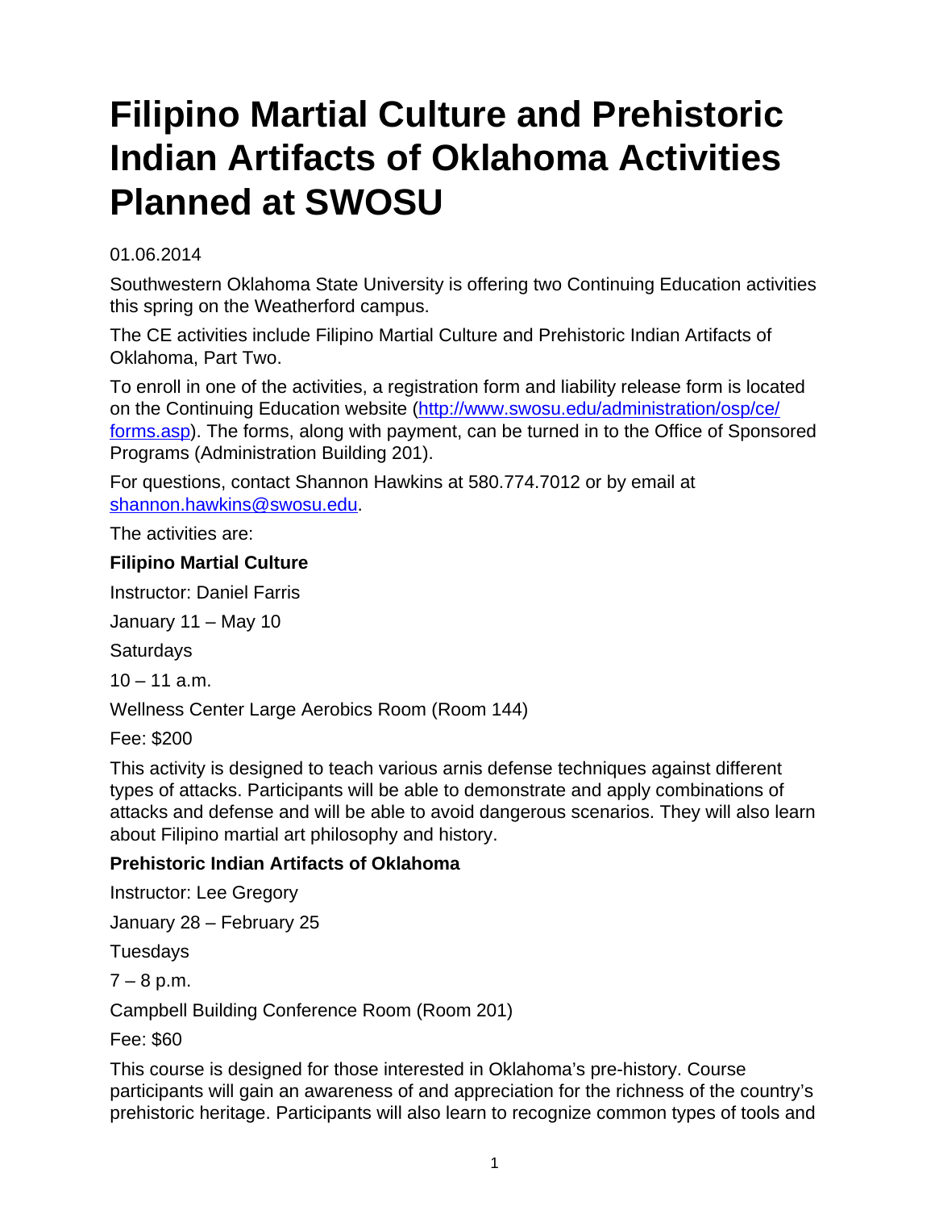# Filipino Martial Culture and Prehistoric Indian Artifacts of Oklahoma Activities Planned at SWOSU

01.06.2014

Southwestern Oklahoma State University is offering two Continuing Education activities this spring on the Weatherford campus.

The CE activities include Filipino Martial Culture and Prehistoric Indian Artifacts of Oklahoma, Part Two.

To enroll in one of the activities, a registration form and liability release form is located on the Continuing Education website ([http://www.swosu.edu/administration/osp/ce/forms.asp](http://www.swosu.edu/administration/osp/ce/forms.asp)). The forms, along with payment, can be turned in to the Office of Sponsored Programs (Administration Building 201).

For questions, contact Shannon Hawkins at 580.774.7012 or by email at [shannon.hawkins@swosu.edu](mailto:shannon.hawkins@swosu.edu).

The activities are:

**Filipino Martial Culture**

Instructor: Daniel Farris

January 11 – May 10

Saturdays

10 – 11 a.m.

Wellness Center Large Aerobics Room (Room 144)

Fee: $200

This activity is designed to teach various arnis defense techniques against different types of attacks. Participants will be able to demonstrate and apply combinations of attacks and defense and will be able to avoid dangerous scenarios. They will also learn about Filipino martial art philosophy and history.

**Prehistoric Indian Artifacts of Oklahoma**

Instructor: Lee Gregory

January 28 – February 25

Tuesdays

7 – 8 p.m.

Campbell Building Conference Room (Room 201)

Fee: $60

This course is designed for those interested in Oklahoma's pre-history. Course participants will gain an awareness of and appreciation for the richness of the country's prehistoric heritage. Participants will also learn to recognize common types of tools and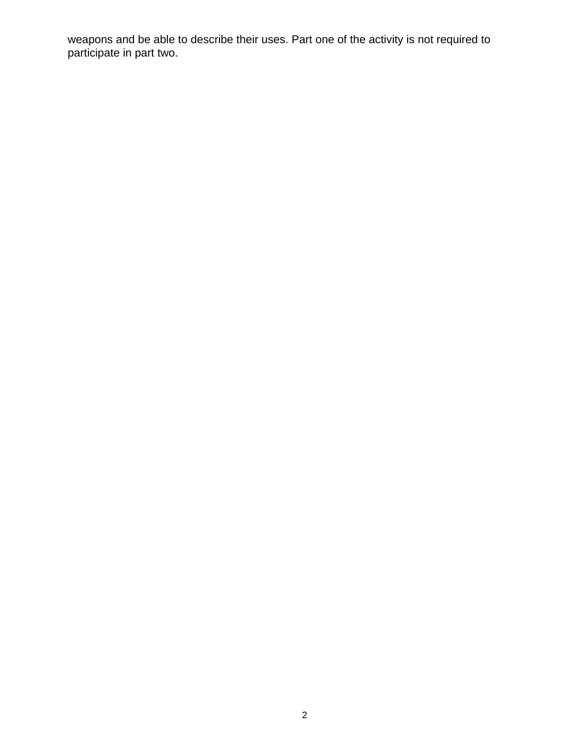weapons and be able to describe their uses. Part one of the activity is not required to participate in part two.